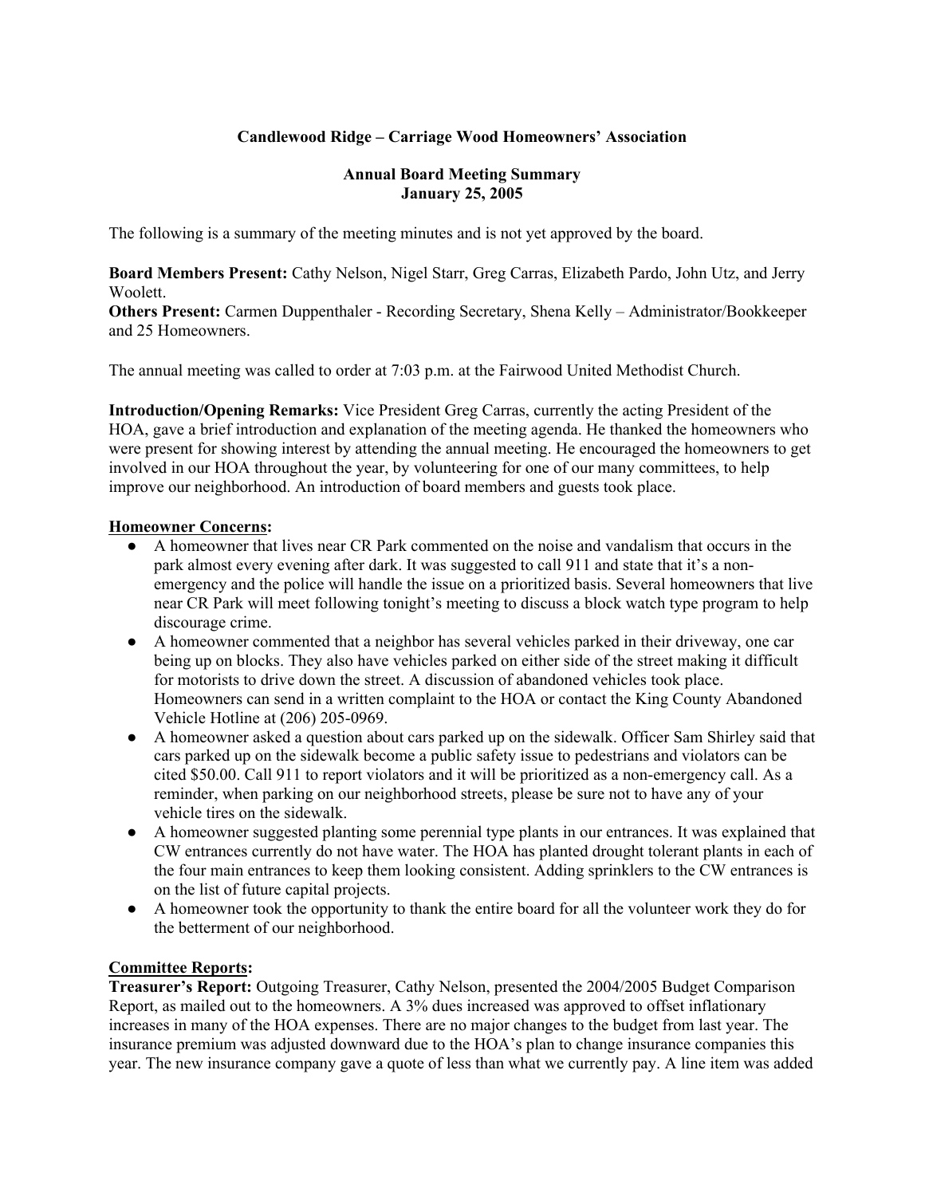**Candlewood Ridge – Carriage Wood Homeowners' Association**

**Annual Board Meeting Summary**
**January 25, 2005**

The following is a summary of the meeting minutes and is not yet approved by the board.

**Board Members Present:** Cathy Nelson, Nigel Starr, Greg Carras, Elizabeth Pardo, John Utz, and Jerry Woolett.
**Others Present:** Carmen Duppenthaler - Recording Secretary, Shena Kelly – Administrator/Bookkeeper and 25 Homeowners.

The annual meeting was called to order at 7:03 p.m. at the Fairwood United Methodist Church.

**Introduction/Opening Remarks:** Vice President Greg Carras, currently the acting President of the HOA, gave a brief introduction and explanation of the meeting agenda. He thanked the homeowners who were present for showing interest by attending the annual meeting. He encouraged the homeowners to get involved in our HOA throughout the year, by volunteering for one of our many committees, to help improve our neighborhood. An introduction of board members and guests took place.

**Homeowner Concerns:**

- A homeowner that lives near CR Park commented on the noise and vandalism that occurs in the park almost every evening after dark. It was suggested to call 911 and state that it's a non-emergency and the police will handle the issue on a prioritized basis. Several homeowners that live near CR Park will meet following tonight's meeting to discuss a block watch type program to help discourage crime.
- A homeowner commented that a neighbor has several vehicles parked in their driveway, one car being up on blocks. They also have vehicles parked on either side of the street making it difficult for motorists to drive down the street. A discussion of abandoned vehicles took place. Homeowners can send in a written complaint to the HOA or contact the King County Abandoned Vehicle Hotline at (206) 205-0969.
- A homeowner asked a question about cars parked up on the sidewalk. Officer Sam Shirley said that cars parked up on the sidewalk become a public safety issue to pedestrians and violators can be cited $50.00. Call 911 to report violators and it will be prioritized as a non-emergency call. As a reminder, when parking on our neighborhood streets, please be sure not to have any of your vehicle tires on the sidewalk.
- A homeowner suggested planting some perennial type plants in our entrances. It was explained that CW entrances currently do not have water. The HOA has planted drought tolerant plants in each of the four main entrances to keep them looking consistent. Adding sprinklers to the CW entrances is on the list of future capital projects.
- A homeowner took the opportunity to thank the entire board for all the volunteer work they do for the betterment of our neighborhood.

**Committee Reports:**

**Treasurer's Report:** Outgoing Treasurer, Cathy Nelson, presented the 2004/2005 Budget Comparison Report, as mailed out to the homeowners. A 3% dues increased was approved to offset inflationary increases in many of the HOA expenses. There are no major changes to the budget from last year. The insurance premium was adjusted downward due to the HOA's plan to change insurance companies this year. The new insurance company gave a quote of less than what we currently pay. A line item was added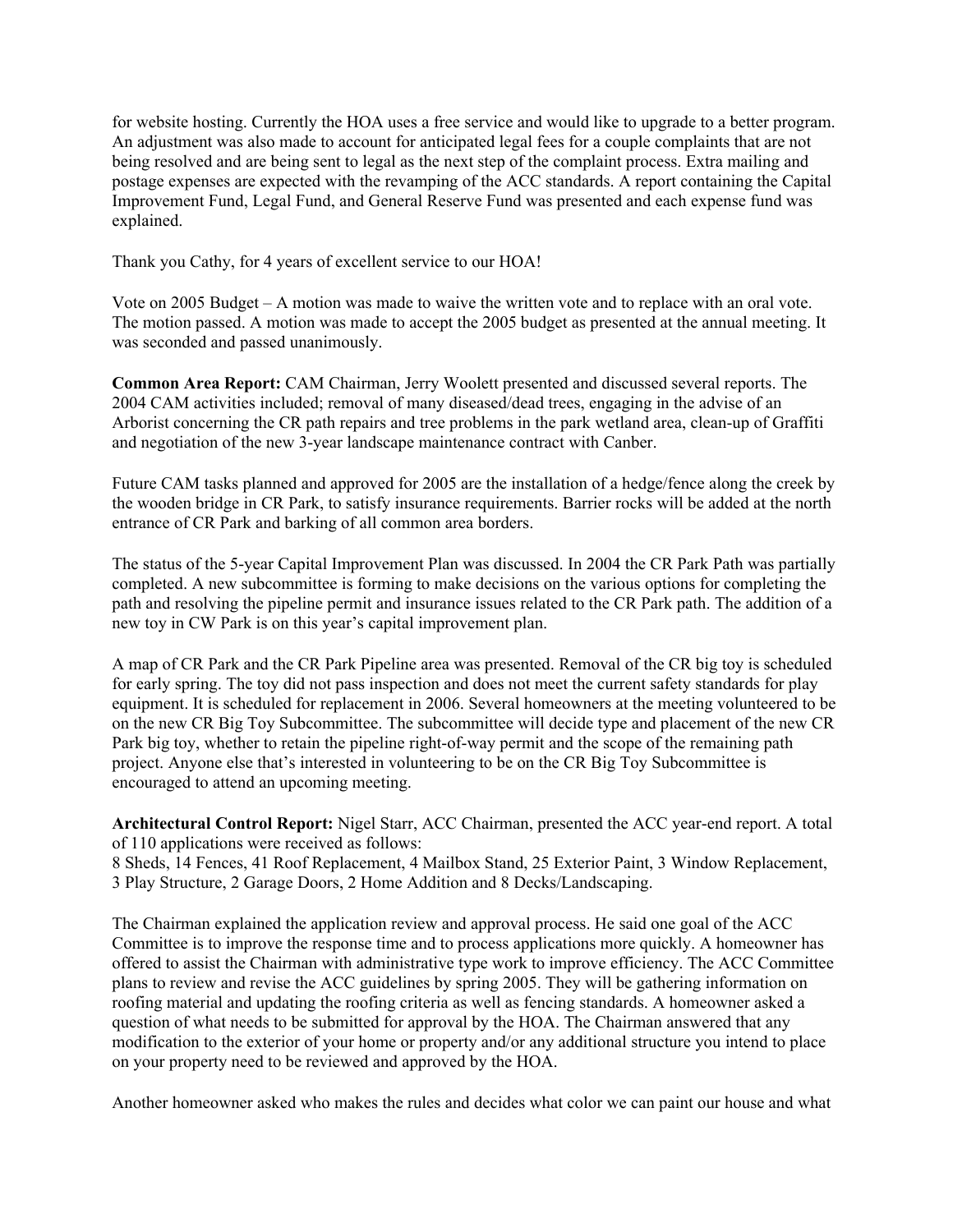for website hosting. Currently the HOA uses a free service and would like to upgrade to a better program. An adjustment was also made to account for anticipated legal fees for a couple complaints that are not being resolved and are being sent to legal as the next step of the complaint process. Extra mailing and postage expenses are expected with the revamping of the ACC standards. A report containing the Capital Improvement Fund, Legal Fund, and General Reserve Fund was presented and each expense fund was explained.

Thank you Cathy, for 4 years of excellent service to our HOA!

Vote on 2005 Budget – A motion was made to waive the written vote and to replace with an oral vote. The motion passed. A motion was made to accept the 2005 budget as presented at the annual meeting. It was seconded and passed unanimously.

**Common Area Report:** CAM Chairman, Jerry Woolett presented and discussed several reports. The 2004 CAM activities included; removal of many diseased/dead trees, engaging in the advise of an Arborist concerning the CR path repairs and tree problems in the park wetland area, clean-up of Graffiti and negotiation of the new 3-year landscape maintenance contract with Canber.

Future CAM tasks planned and approved for 2005 are the installation of a hedge/fence along the creek by the wooden bridge in CR Park, to satisfy insurance requirements. Barrier rocks will be added at the north entrance of CR Park and barking of all common area borders.

The status of the 5-year Capital Improvement Plan was discussed. In 2004 the CR Park Path was partially completed. A new subcommittee is forming to make decisions on the various options for completing the path and resolving the pipeline permit and insurance issues related to the CR Park path. The addition of a new toy in CW Park is on this year's capital improvement plan.

A map of CR Park and the CR Park Pipeline area was presented. Removal of the CR big toy is scheduled for early spring. The toy did not pass inspection and does not meet the current safety standards for play equipment. It is scheduled for replacement in 2006. Several homeowners at the meeting volunteered to be on the new CR Big Toy Subcommittee. The subcommittee will decide type and placement of the new CR Park big toy, whether to retain the pipeline right-of-way permit and the scope of the remaining path project. Anyone else that's interested in volunteering to be on the CR Big Toy Subcommittee is encouraged to attend an upcoming meeting.

**Architectural Control Report:** Nigel Starr, ACC Chairman, presented the ACC year-end report. A total of 110 applications were received as follows:
8 Sheds, 14 Fences, 41 Roof Replacement, 4 Mailbox Stand, 25 Exterior Paint, 3 Window Replacement, 3 Play Structure, 2 Garage Doors, 2 Home Addition and 8 Decks/Landscaping.

The Chairman explained the application review and approval process. He said one goal of the ACC Committee is to improve the response time and to process applications more quickly. A homeowner has offered to assist the Chairman with administrative type work to improve efficiency. The ACC Committee plans to review and revise the ACC guidelines by spring 2005. They will be gathering information on roofing material and updating the roofing criteria as well as fencing standards. A homeowner asked a question of what needs to be submitted for approval by the HOA. The Chairman answered that any modification to the exterior of your home or property and/or any additional structure you intend to place on your property need to be reviewed and approved by the HOA.

Another homeowner asked who makes the rules and decides what color we can paint our house and what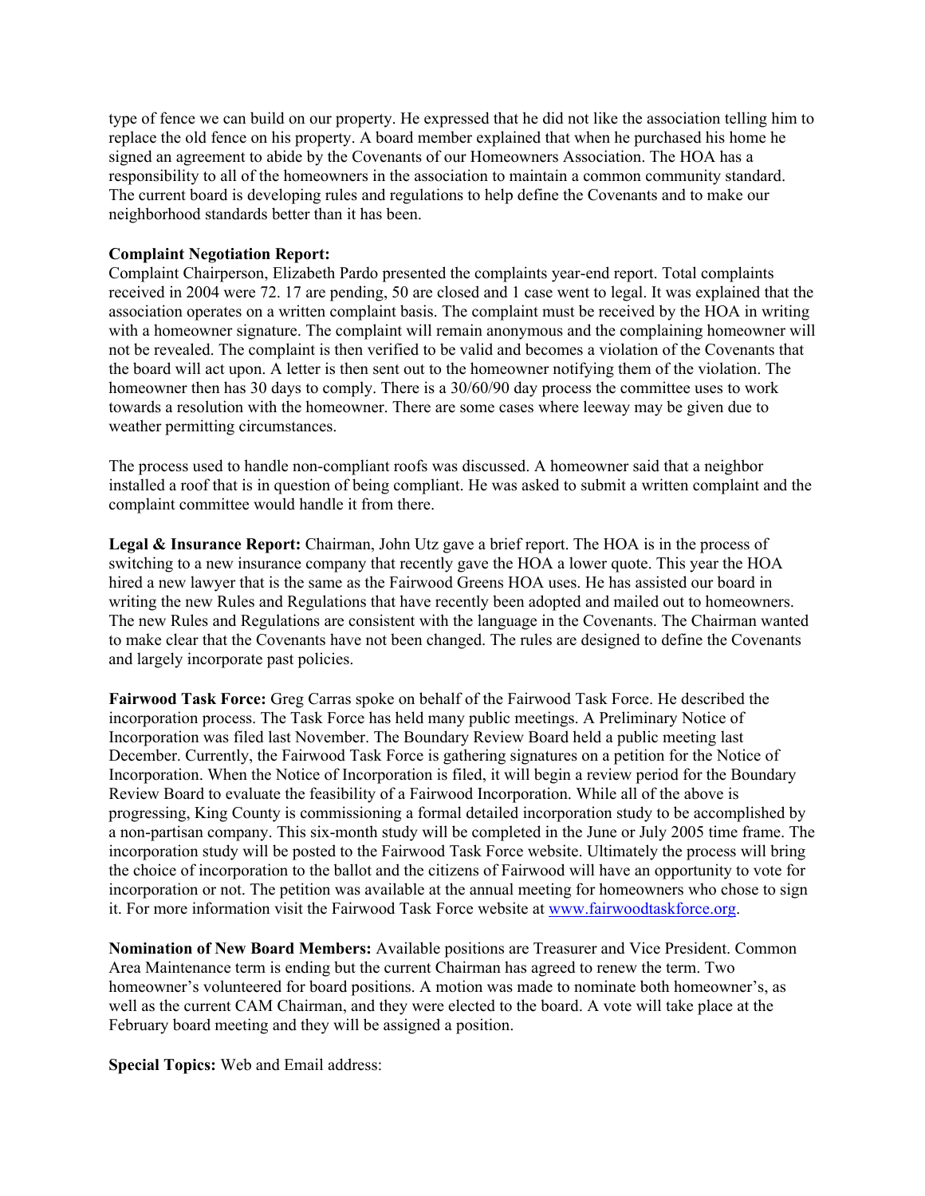type of fence we can build on our property. He expressed that he did not like the association telling him to replace the old fence on his property. A board member explained that when he purchased his home he signed an agreement to abide by the Covenants of our Homeowners Association. The HOA has a responsibility to all of the homeowners in the association to maintain a common community standard. The current board is developing rules and regulations to help define the Covenants and to make our neighborhood standards better than it has been.

**Complaint Negotiation Report:**
Complaint Chairperson, Elizabeth Pardo presented the complaints year-end report. Total complaints received in 2004 were 72. 17 are pending, 50 are closed and 1 case went to legal. It was explained that the association operates on a written complaint basis. The complaint must be received by the HOA in writing with a homeowner signature. The complaint will remain anonymous and the complaining homeowner will not be revealed. The complaint is then verified to be valid and becomes a violation of the Covenants that the board will act upon. A letter is then sent out to the homeowner notifying them of the violation. The homeowner then has 30 days to comply. There is a 30/60/90 day process the committee uses to work towards a resolution with the homeowner. There are some cases where leeway may be given due to weather permitting circumstances.

The process used to handle non-compliant roofs was discussed. A homeowner said that a neighbor installed a roof that is in question of being compliant. He was asked to submit a written complaint and the complaint committee would handle it from there.

**Legal & Insurance Report:** Chairman, John Utz gave a brief report. The HOA is in the process of switching to a new insurance company that recently gave the HOA a lower quote. This year the HOA hired a new lawyer that is the same as the Fairwood Greens HOA uses. He has assisted our board in writing the new Rules and Regulations that have recently been adopted and mailed out to homeowners. The new Rules and Regulations are consistent with the language in the Covenants. The Chairman wanted to make clear that the Covenants have not been changed. The rules are designed to define the Covenants and largely incorporate past policies.

**Fairwood Task Force:** Greg Carras spoke on behalf of the Fairwood Task Force. He described the incorporation process. The Task Force has held many public meetings. A Preliminary Notice of Incorporation was filed last November. The Boundary Review Board held a public meeting last December. Currently, the Fairwood Task Force is gathering signatures on a petition for the Notice of Incorporation. When the Notice of Incorporation is filed, it will begin a review period for the Boundary Review Board to evaluate the feasibility of a Fairwood Incorporation. While all of the above is progressing, King County is commissioning a formal detailed incorporation study to be accomplished by a non-partisan company. This six-month study will be completed in the June or July 2005 time frame. The incorporation study will be posted to the Fairwood Task Force website. Ultimately the process will bring the choice of incorporation to the ballot and the citizens of Fairwood will have an opportunity to vote for incorporation or not. The petition was available at the annual meeting for homeowners who chose to sign it. For more information visit the Fairwood Task Force website at www.fairwoodtaskforce.org.

**Nomination of New Board Members:** Available positions are Treasurer and Vice President. Common Area Maintenance term is ending but the current Chairman has agreed to renew the term. Two homeowner's volunteered for board positions. A motion was made to nominate both homeowner's, as well as the current CAM Chairman, and they were elected to the board. A vote will take place at the February board meeting and they will be assigned a position.

**Special Topics:** Web and Email address: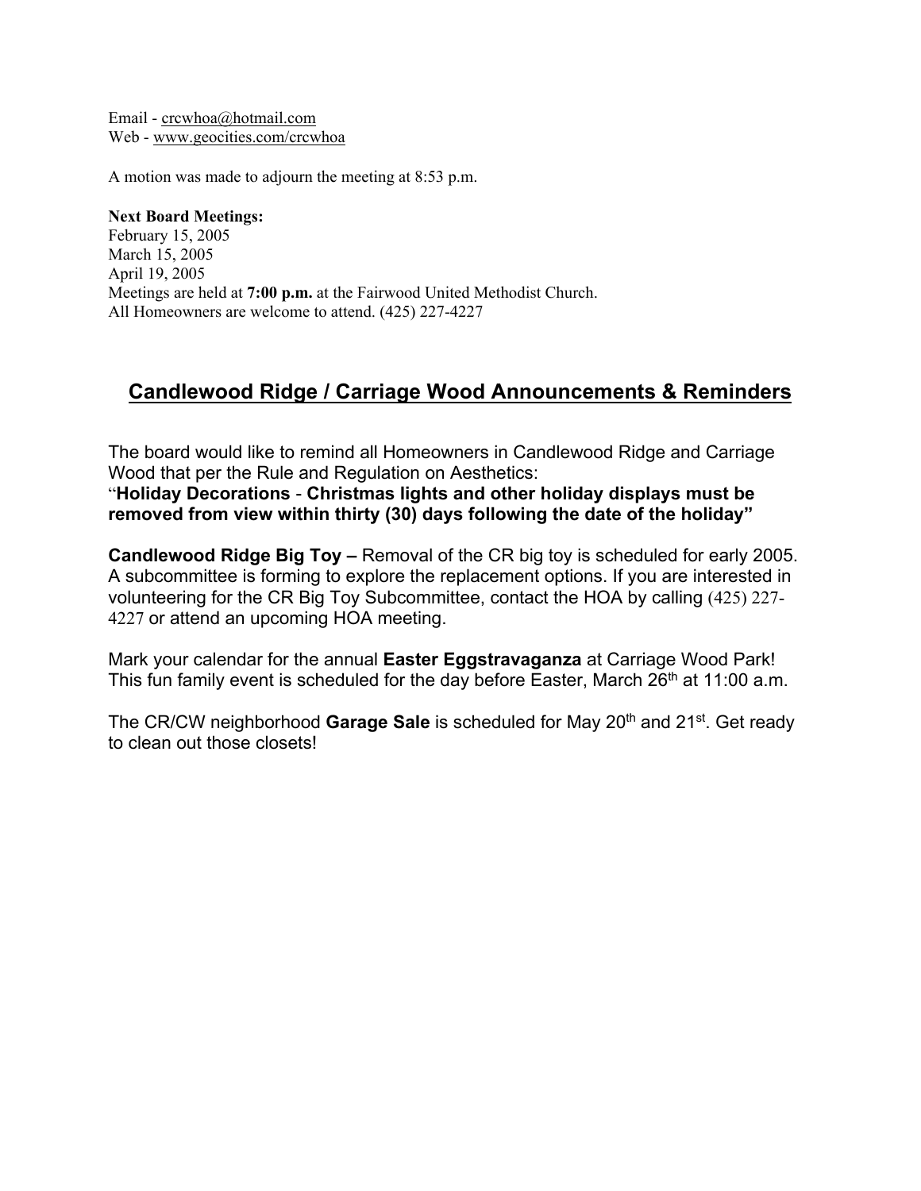Email - crcwhoa@hotmail.com
Web - www.geocities.com/crcwhoa

A motion was made to adjourn the meeting at 8:53 p.m.

**Next Board Meetings:**
February 15, 2005
March 15, 2005
April 19, 2005
Meetings are held at **7:00 p.m.** at the Fairwood United Methodist Church.
All Homeowners are welcome to attend. (425) 227-4227

## Candlewood Ridge / Carriage Wood Announcements & Reminders

The board would like to remind all Homeowners in Candlewood Ridge and Carriage Wood that per the Rule and Regulation on Aesthetics:
"**Holiday Decorations** - **Christmas lights and other holiday displays must be removed from view within thirty (30) days following the date of the holiday"**

**Candlewood Ridge Big Toy –** Removal of the CR big toy is scheduled for early 2005. A subcommittee is forming to explore the replacement options. If you are interested in volunteering for the CR Big Toy Subcommittee, contact the HOA by calling (425) 227-4227 or attend an upcoming HOA meeting.

Mark your calendar for the annual **Easter Eggstravaganza** at Carriage Wood Park! This fun family event is scheduled for the day before Easter, March 26th at 11:00 a.m.

The CR/CW neighborhood **Garage Sale** is scheduled for May 20th and 21st. Get ready to clean out those closets!